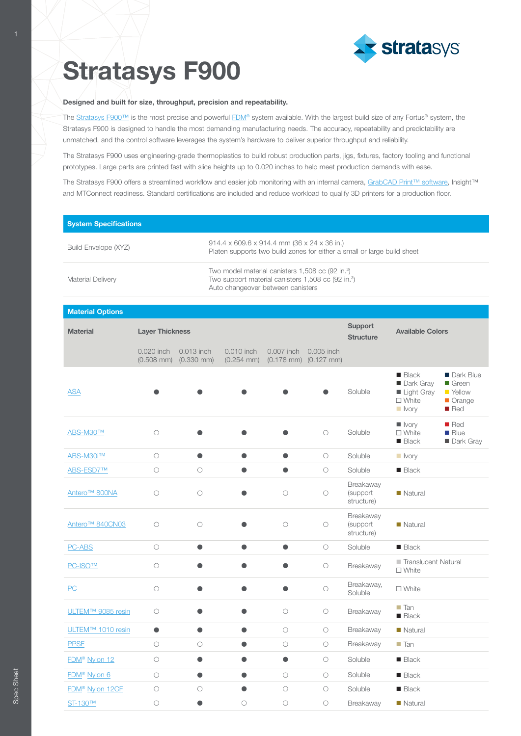# Stratasys F900

**Designed and built for size, throughput, precision and repeatability.**

The Stratasys F900™ is the most precise and powerful FDM® system available. With the largest build size of any Fortus® system, the Stratasys F900 is designed to handle the most demanding manufacturing needs. The accuracy, repeatability and predictability are unmatched, and the control software leverages the system's hardware to deliver superior throughput and reliability.

The Stratasys F900 uses engineering-grade thermoplastics to build robust production parts, jigs, fixtures, factory tooling and functional prototypes. Large parts are printed fast with slice heights up to 0.020 inches to help meet production demands with ease.

The Stratasys F900 offers a streamlined workflow and easier job monitoring with an internal camera, GrabCAD Print™ software, Insight™ and MTConnect readiness. Standard certifications are included and reduce workload to qualify 3D printers for a production floor.

| System Specifications | |
|---|---|
| Build Envelope (XYZ) | 914.4 x 609.6 x 914.4 mm (36 x 24 x 36 in.)<br>Platen supports two build zones for either a small or large build sheet |
| Material Delivery | Two model material canisters 1,508 cc (92 in.³)<br>Two support material canisters 1,508 cc (92 in.³)<br>Auto changeover between canisters |

**Material Options**

| Material | Layer Thickness 0.020 inch (0.508 mm) | 0.013 inch (0.330 mm) | 0.010 inch (0.254 mm) | 0.007 inch (0.178 mm) | 0.005 inch (0.127 mm) | Support Structure | Available Colors |
|---|---|---|---|---|---|---|---|
| ASA | ● | ● | ● | ● | ● | Soluble | Black, Dark Gray, Light Gray, White, Ivory, Dark Blue, Green, Yellow, Orange, Red |
| ABS-M30™ | ○ | ● | ● | ● | ○ | Soluble | Ivory, White, Black, Red, Blue, Dark Gray |
| ABS-M30i™ | ○ | ● | ● | ● | ○ | Soluble | Ivory |
| ABS-ESD7™ | ○ | ○ | ● | ● | ○ | Soluble | Black |
| Antero™ 800NA | ○ | ○ | ● | ○ | ○ | Breakaway (support structure) | Natural |
| Antero™ 840CN03 | ○ | ○ | ● | ○ | ○ | Breakaway (support structure) | Natural |
| PC-ABS | ○ | ● | ● | ● | ○ | Soluble | Black |
| PC-ISO™ | ○ | ● | ● | ● | ○ | Breakaway | Translucent Natural, White |
| PC | ○ | ● | ● | ● | ○ | Breakaway, Soluble | White |
| ULTEM™ 9085 resin | ○ | ● | ● | ○ | ○ | Breakaway | Tan, Black |
| ULTEM™ 1010 resin | ● | ● | ● | ○ | ○ | Breakaway | Natural |
| PPSF | ○ | ○ | ● | ○ | ○ | Breakaway | Tan |
| FDM® Nylon 12 | ○ | ● | ● | ● | ○ | Soluble | Black |
| FDM® Nylon 6 | ○ | ● | ● | ○ | ○ | Soluble | Black |
| FDM® Nylon 12CF | ○ | ○ | ● | ○ | ○ | Soluble | Black |
| ST-130™ | ○ | ● | ○ | ○ | ○ | Breakaway | Natural |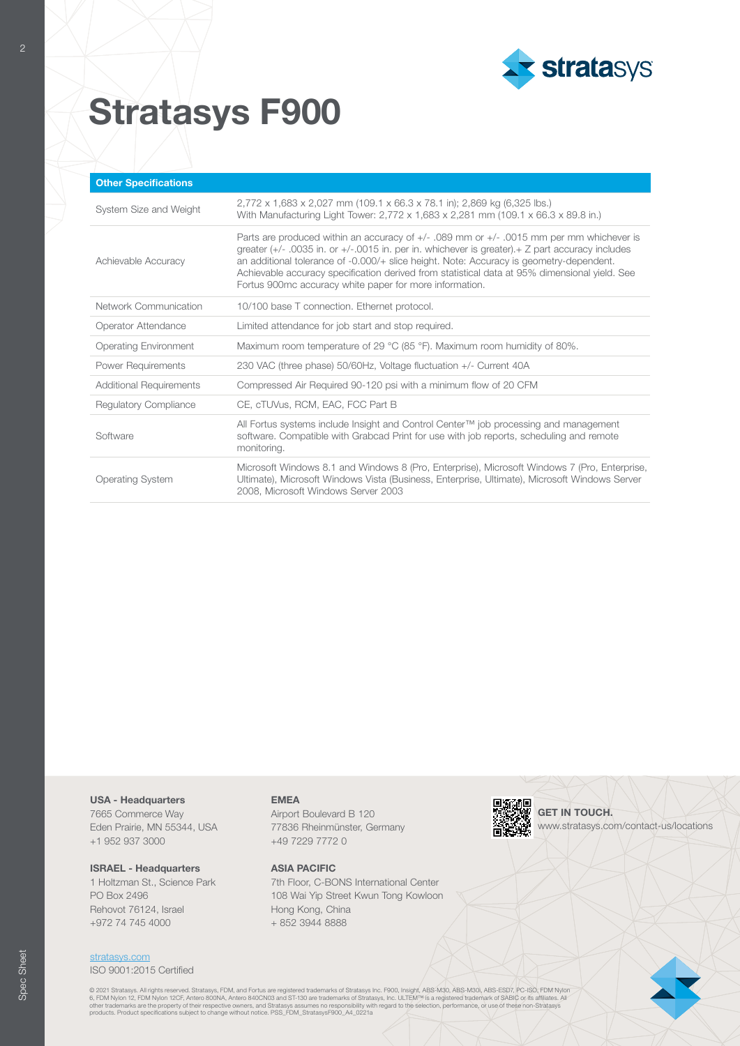# Stratasys F900

| Other Specifications | |
|---|---|
| System Size and Weight | 2,772 x 1,683 x 2,027 mm (109.1 x 66.3 x 78.1 in); 2,869 kg (6,325 lbs.) With Manufacturing Light Tower: 2,772 x 1,683 x 2,281 mm (109.1 x 66.3 x 89.8 in.) |
| Achievable Accuracy | Parts are produced within an accuracy of +/- .089 mm or +/- .0015 mm per mm whichever is greater (+/- .0035 in. or +/-.0015 in. per in. whichever is greater).+ Z part accuracy includes an additional tolerance of -0.000/+ slice height. Note: Accuracy is geometry-dependent. Achievable accuracy specification derived from statistical data at 95% dimensional yield. See Fortus 900mc accuracy white paper for more information. |
| Network Communication | 10/100 base T connection. Ethernet protocol. |
| Operator Attendance | Limited attendance for job start and stop required. |
| Operating Environment | Maximum room temperature of 29 °C (85 °F). Maximum room humidity of 80%. |
| Power Requirements | 230 VAC (three phase) 50/60Hz, Voltage fluctuation +/- Current 40A |
| Additional Requirements | Compressed Air Required 90-120 psi with a minimum flow of 20 CFM |
| Regulatory Compliance | CE, cTUVus, RCM, EAC, FCC Part B |
| Software | All Fortus systems include Insight and Control Center™ job processing and management software. Compatible with Grabcad Print for use with job reports, scheduling and remote monitoring. |
| Operating System | Microsoft Windows 8.1 and Windows 8 (Pro, Enterprise), Microsoft Windows 7 (Pro, Enterprise, Ultimate), Microsoft Windows Vista (Business, Enterprise, Ultimate), Microsoft Windows Server 2008, Microsoft Windows Server 2003 |

**USA - Headquarters**
7665 Commerce Way
Eden Prairie, MN 55344, USA
+1 952 937 3000

**ISRAEL - Headquarters**
1 Holtzman St., Science Park
PO Box 2496
Rehovot 76124, Israel
+972 74 745 4000

**EMEA**
Airport Boulevard B 120
77836 Rheinmünster, Germany
+49 7229 7772 0

**ASIA PACIFIC**
7th Floor, C-BONS International Center
108 Wai Yip Street Kwun Tong Kowloon
Hong Kong, China
+ 852 3944 8888

**GET IN TOUCH.**
www.stratasys.com/contact-us/locations

stratasys.com
ISO 9001:2015 Certified

© 2021 Stratasys. All rights reserved. Stratasys, FDM, and Fortus are registered trademarks of Stratasys Inc. F900, Insight, ABS-M30, ABS-M30i, ABS-ESD7, PC-ISO, FDM Nylon 6, FDM Nylon 12, FDM Nylon 12CF, Antero 800NA, Antero 840CN03 and ST-130 are trademarks of Stratasys, Inc. ULTEM™ is a registered trademark of SABIC or its affiliates. All other trademarks are the property of their respective owners, and Stratasys assumes no responsibility with regard to the selection, performance, or use of these non-Stratasys products. Product specifications subject to change without notice. PSS_FDM_StratasysF900_A4_0221a